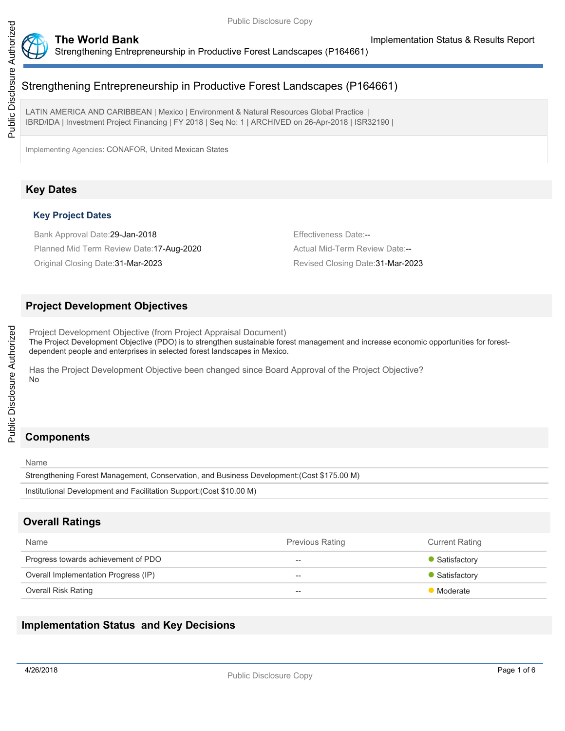# Strengthening Entrepreneurship in Productive Forest Landscapes (P164661)

LATIN AMERICA AND CARIBBEAN | Mexico | Environment & Natural Resources Global Practice | IBRD/IDA | Investment Project Financing | FY 2018 | Seq No: 1 | ARCHIVED on 26-Apr-2018 | ISR32190 |

Implementing Agencies: CONAFOR, United Mexican States

## Key Dates

### Key Project Dates

Bank Approval Date:29-Jan-2018

Effectiveness Date:--

Planned Mid Term Review Date:17-Aug-2020

Actual Mid-Term Review Date:--

Original Closing Date:31-Mar-2023

Revised Closing Date:31-Mar-2023

## Project Development Objectives

Project Development Objective (from Project Appraisal Document)

The Project Development Objective (PDO) is to strengthen sustainable forest management and increase economic opportunities for forest-dependent people and enterprises in selected forest landscapes in Mexico.

Has the Project Development Objective been changed since Board Approval of the Project Objective?

No

## Components

| Name |
| --- |
| Strengthening Forest Management, Conservation, and Business Development:(Cost $175.00 M) |
| Institutional Development and Facilitation Support:(Cost $10.00 M) |

## Overall Ratings

| Name | Previous Rating | Current Rating |
| --- | --- | --- |
| Progress towards achievement of PDO | -- | Satisfactory |
| Overall Implementation Progress (IP) | -- | Satisfactory |
| Overall Risk Rating | -- | Moderate |

## Implementation Status and Key Decisions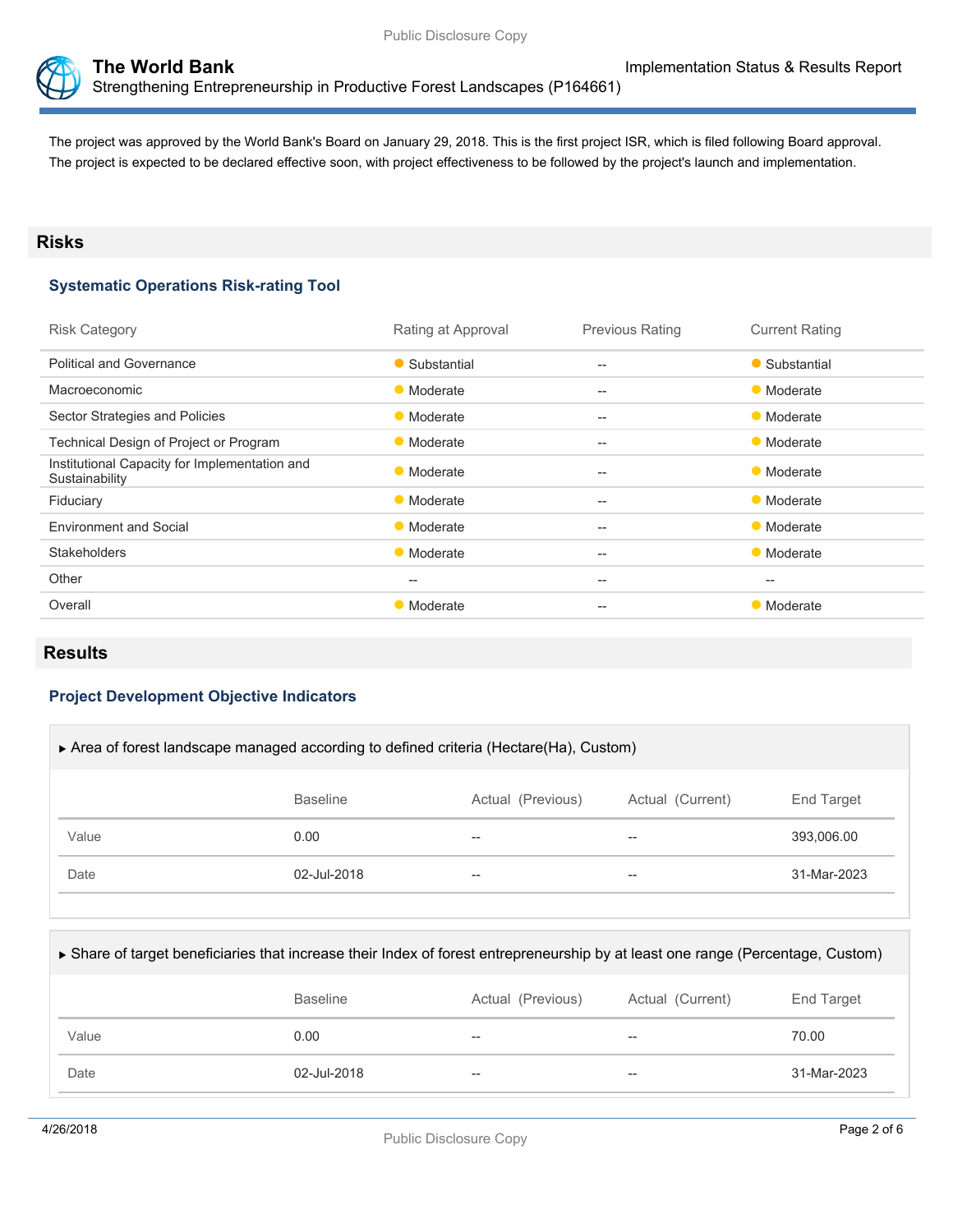The project was approved by the World Bank's Board on January 29, 2018. This is the first project ISR, which is filed following Board approval. The project is expected to be declared effective soon, with project effectiveness to be followed by the project's launch and implementation.

## Risks

### Systematic Operations Risk-rating Tool

| Risk Category | Rating at Approval | Previous Rating | Current Rating |
|---|---|---|---|
| Political and Governance | Substantial | -- | Substantial |
| Macroeconomic | Moderate | -- | Moderate |
| Sector Strategies and Policies | Moderate | -- | Moderate |
| Technical Design of Project or Program | Moderate | -- | Moderate |
| Institutional Capacity for Implementation and Sustainability | Moderate | -- | Moderate |
| Fiduciary | Moderate | -- | Moderate |
| Environment and Social | Moderate | -- | Moderate |
| Stakeholders | Moderate | -- | Moderate |
| Other | -- | -- | -- |
| Overall | Moderate | -- | Moderate |

## Results

### Project Development Objective Indicators

▶ Area of forest landscape managed according to defined criteria (Hectare(Ha), Custom)

| | Baseline | Actual (Previous) | Actual (Current) | End Target |
|---|---|---|---|---|
| Value | 0.00 | -- | -- | 393,006.00 |
| Date | 02-Jul-2018 | -- | -- | 31-Mar-2023 |

▶ Share of target beneficiaries that increase their Index of forest entrepreneurship by at least one range (Percentage, Custom)

| | Baseline | Actual (Previous) | Actual (Current) | End Target |
|---|---|---|---|---|
| Value | 0.00 | -- | -- | 70.00 |
| Date | 02-Jul-2018 | -- | -- | 31-Mar-2023 |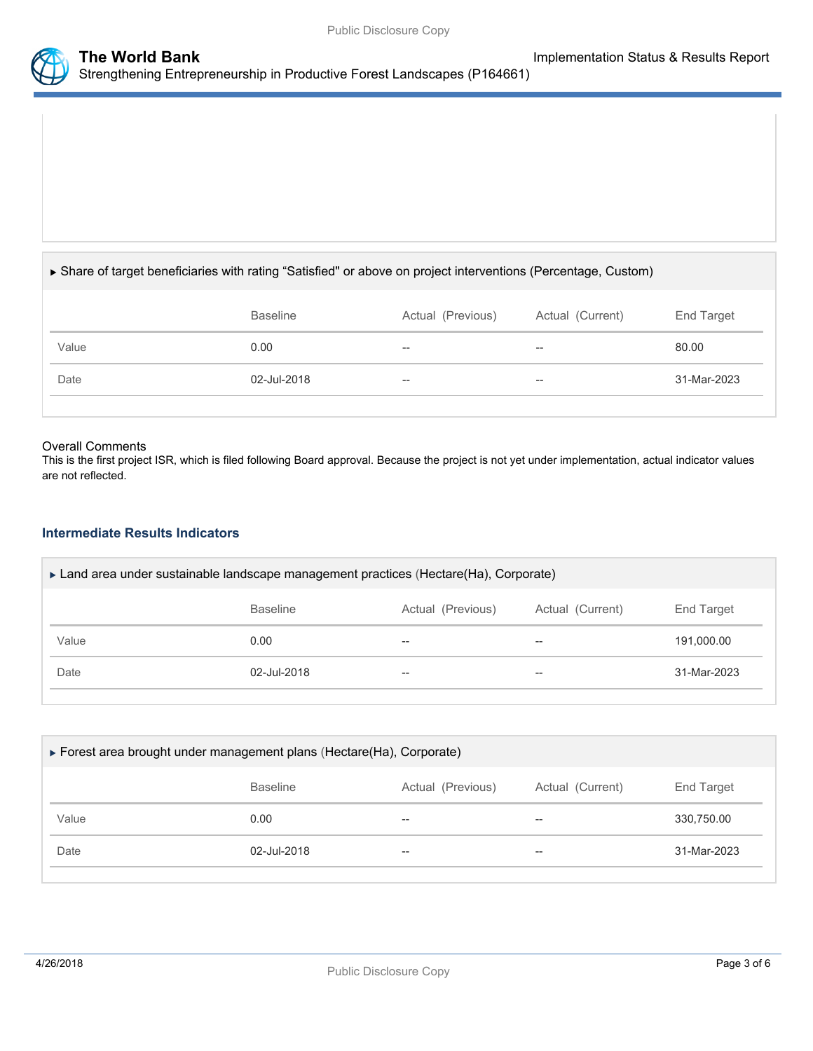▶ Share of target beneficiaries with rating “Satisfied" or above on project interventions (Percentage, Custom)

| | Baseline | Actual (Previous) | Actual (Current) | End Target |
|---|---|---|---|---|
| Value | 0.00 | -- | -- | 80.00 |
| Date | 02-Jul-2018 | -- | -- | 31-Mar-2023 |

Overall Comments

This is the first project ISR, which is filed following Board approval. Because the project is not yet under implementation, actual indicator values are not reflected.

### Intermediate Results Indicators

▶ Land area under sustainable landscape management practices (Hectare(Ha), Corporate)

| | Baseline | Actual (Previous) | Actual (Current) | End Target |
|---|---|---|---|---|
| Value | 0.00 | -- | -- | 191,000.00 |
| Date | 02-Jul-2018 | -- | -- | 31-Mar-2023 |

▶ Forest area brought under management plans (Hectare(Ha), Corporate)

| | Baseline | Actual (Previous) | Actual (Current) | End Target |
|---|---|---|---|---|
| Value | 0.00 | -- | -- | 330,750.00 |
| Date | 02-Jul-2018 | -- | -- | 31-Mar-2023 |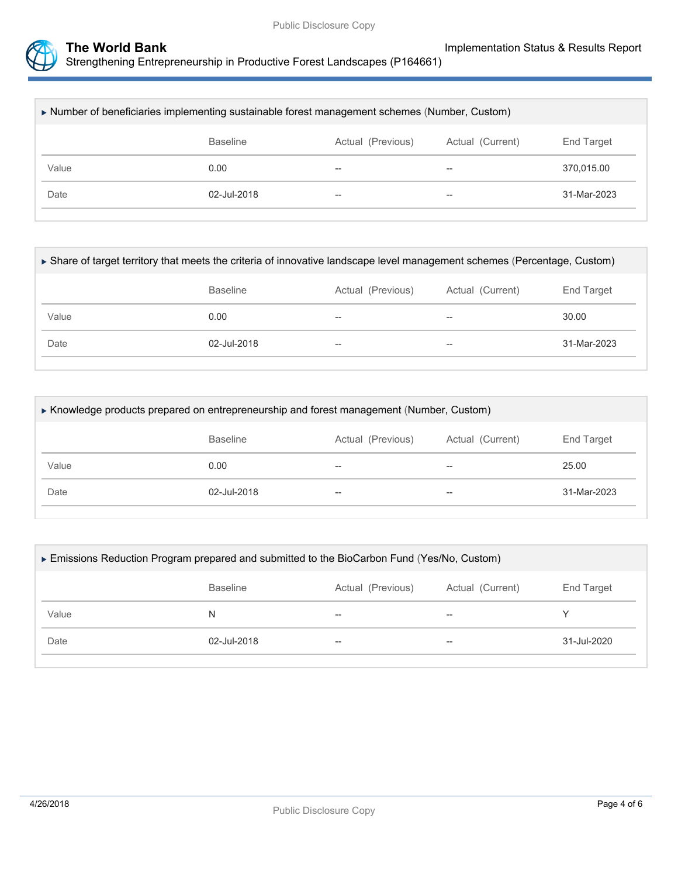▶ Number of beneficiaries implementing sustainable forest management schemes (Number, Custom)

| | Baseline | Actual (Previous) | Actual (Current) | End Target |
|---|---|---|---|---|
| Value | 0.00 | -- | -- | 370,015.00 |
| Date | 02-Jul-2018 | -- | -- | 31-Mar-2023 |

▶ Share of target territory that meets the criteria of innovative landscape level management schemes (Percentage, Custom)

| | Baseline | Actual (Previous) | Actual (Current) | End Target |
|---|---|---|---|---|
| Value | 0.00 | -- | -- | 30.00 |
| Date | 02-Jul-2018 | -- | -- | 31-Mar-2023 |

▶ Knowledge products prepared on entrepreneurship and forest management (Number, Custom)

| | Baseline | Actual (Previous) | Actual (Current) | End Target |
|---|---|---|---|---|
| Value | 0.00 | -- | -- | 25.00 |
| Date | 02-Jul-2018 | -- | -- | 31-Mar-2023 |

▶ Emissions Reduction Program prepared and submitted to the BioCarbon Fund (Yes/No, Custom)

| | Baseline | Actual (Previous) | Actual (Current) | End Target |
|---|---|---|---|---|
| Value | N | -- | -- | Y |
| Date | 02-Jul-2018 | -- | -- | 31-Jul-2020 |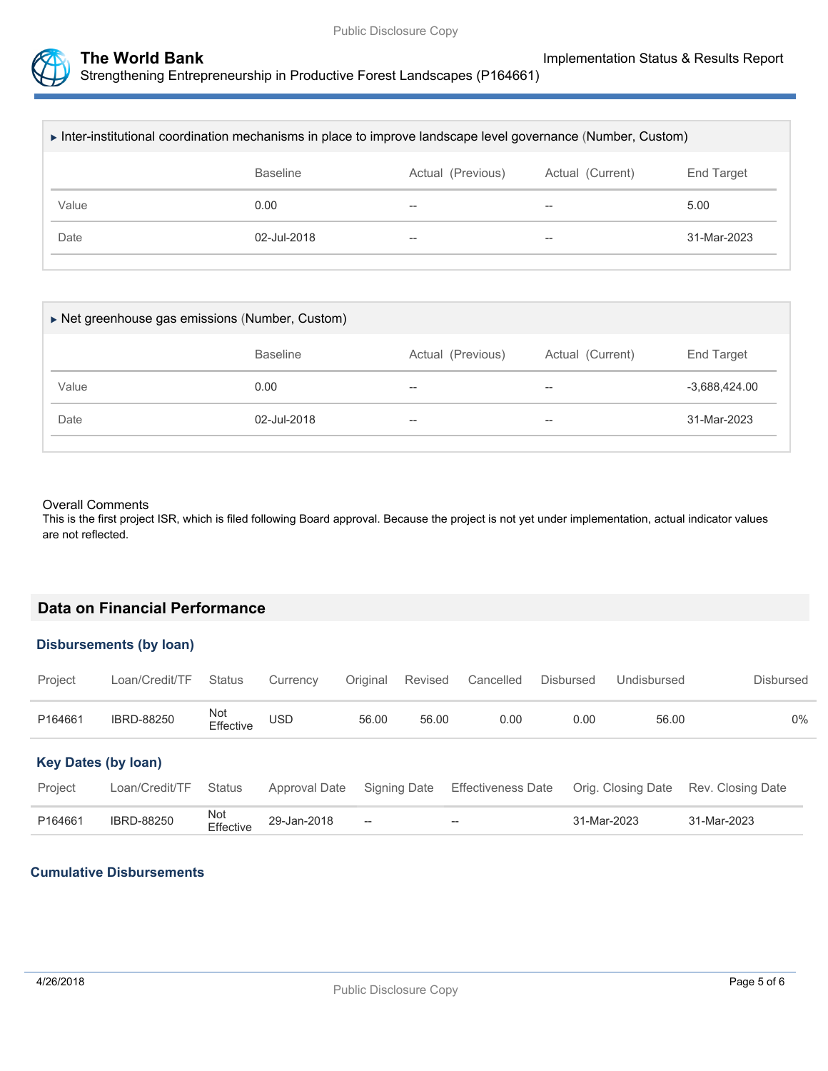### ▸ Inter-institutional coordination mechanisms in place to improve landscape level governance (Number, Custom)

| | Baseline | Actual (Previous) | Actual (Current) | End Target |
|---|---|---|---|---|
| Value | 0.00 | -- | -- | 5.00 |
| Date | 02-Jul-2018 | -- | -- | 31-Mar-2023 |

### ▸ Net greenhouse gas emissions (Number, Custom)

| | Baseline | Actual (Previous) | Actual (Current) | End Target |
|---|---|---|---|---|
| Value | 0.00 | -- | -- | -3,688,424.00 |
| Date | 02-Jul-2018 | -- | -- | 31-Mar-2023 |

Overall Comments

This is the first project ISR, which is filed following Board approval. Because the project is not yet under implementation, actual indicator values are not reflected.

## Data on Financial Performance

### Disbursements (by loan)

| Project | Loan/Credit/TF | Status | Currency | Original | Revised | Cancelled | Disbursed | Undisbursed | Disbursed |
|---|---|---|---|---|---|---|---|---|---|
| P164661 | IBRD-88250 | Not Effective | USD | 56.00 | 56.00 | 0.00 | 0.00 | 56.00 | 0% |

### Key Dates (by loan)

| Project | Loan/Credit/TF | Status | Approval Date | Signing Date | Effectiveness Date | Orig. Closing Date | Rev. Closing Date |
|---|---|---|---|---|---|---|---|
| P164661 | IBRD-88250 | Not Effective | 29-Jan-2018 | -- | -- | 31-Mar-2023 | 31-Mar-2023 |

### Cumulative Disbursements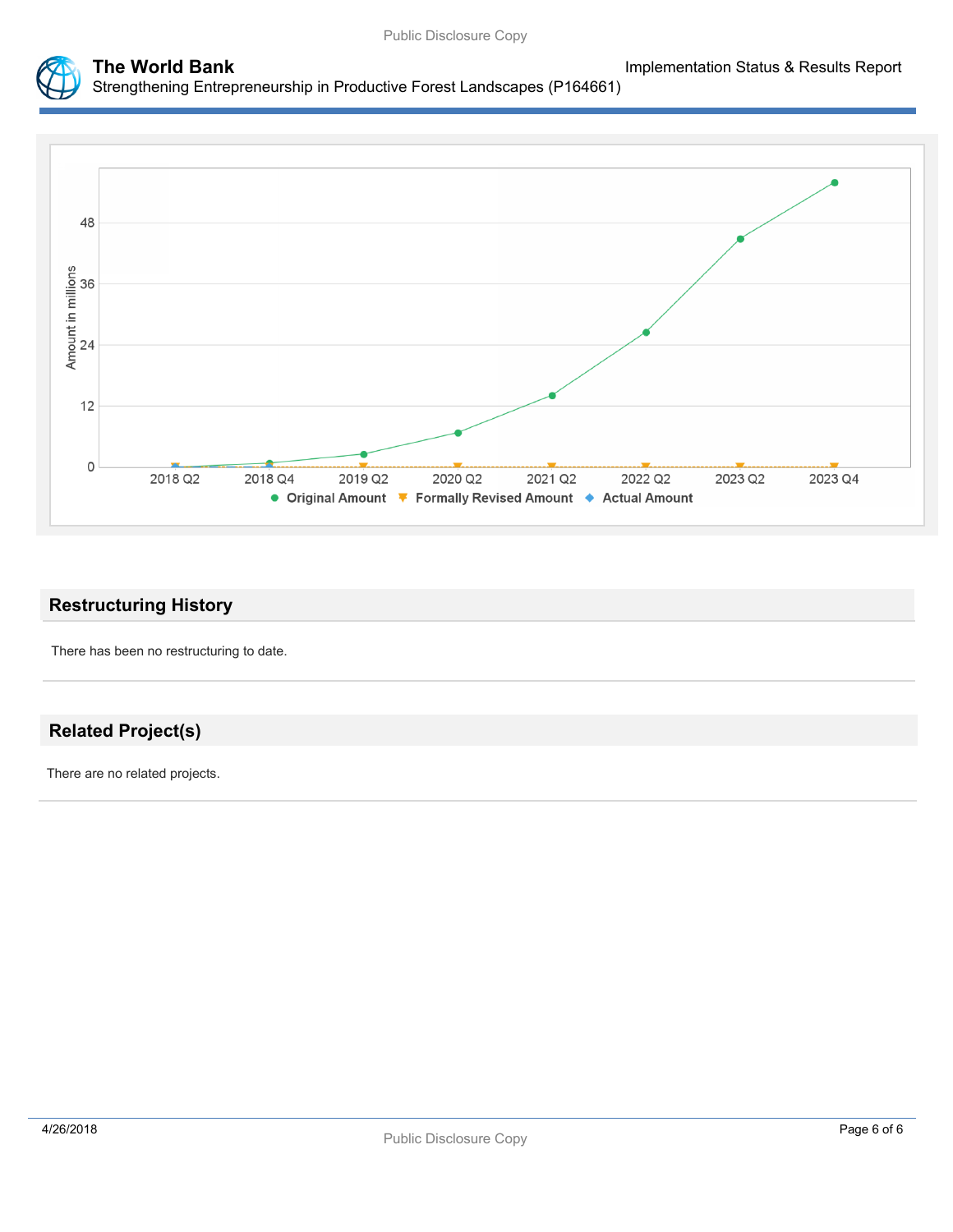48
36
24
12
0
Amount in millions
2018 Q2
2018 Q4
2019 Q2
2020 Q2
2021 Q2
2022 Q2
2023 Q2
2023 Q4
Original Amount
Formally Revised Amount
Actual Amount

## Restructuring History

There has been no restructuring to date.

## Related Project(s)

There are no related projects.